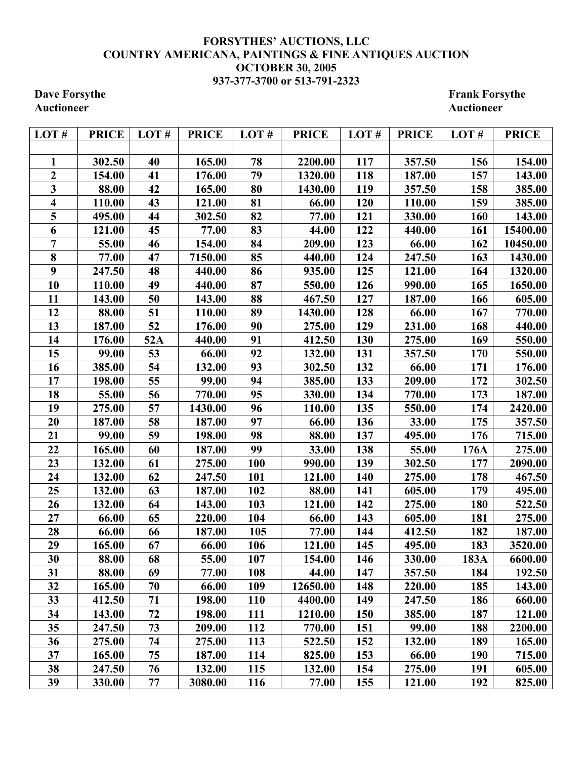**FORSYTHES' AUCTIONS, LLC**
**COUNTRY AMERICANA, PAINTINGS & FINE ANTIQUES AUCTION**
**OCTOBER 30, 2005**
**937-377-3700 or 513-791-2323**

**Dave Forsythe**
**Auctioneer**

**Frank Forsythe**
**Auctioneer**

| LOT # | PRICE | LOT # | PRICE | LOT # | PRICE | LOT # | PRICE | LOT # | PRICE |
|---|---|---|---|---|---|---|---|---|---|
| | | | | | | | | | |
| 1 | 302.50 | 40 | 165.00 | 78 | 2200.00 | 117 | 357.50 | 156 | 154.00 |
| 2 | 154.00 | 41 | 176.00 | 79 | 1320.00 | 118 | 187.00 | 157 | 143.00 |
| 3 | 88.00 | 42 | 165.00 | 80 | 1430.00 | 119 | 357.50 | 158 | 385.00 |
| 4 | 110.00 | 43 | 121.00 | 81 | 66.00 | 120 | 110.00 | 159 | 385.00 |
| 5 | 495.00 | 44 | 302.50 | 82 | 77.00 | 121 | 330.00 | 160 | 143.00 |
| 6 | 121.00 | 45 | 77.00 | 83 | 44.00 | 122 | 440.00 | 161 | 15400.00 |
| 7 | 55.00 | 46 | 154.00 | 84 | 209.00 | 123 | 66.00 | 162 | 10450.00 |
| 8 | 77.00 | 47 | 7150.00 | 85 | 440.00 | 124 | 247.50 | 163 | 1430.00 |
| 9 | 247.50 | 48 | 440.00 | 86 | 935.00 | 125 | 121.00 | 164 | 1320.00 |
| 10 | 110.00 | 49 | 440.00 | 87 | 550.00 | 126 | 990.00 | 165 | 1650.00 |
| 11 | 143.00 | 50 | 143.00 | 88 | 467.50 | 127 | 187.00 | 166 | 605.00 |
| 12 | 88.00 | 51 | 110.00 | 89 | 1430.00 | 128 | 66.00 | 167 | 770.00 |
| 13 | 187.00 | 52 | 176.00 | 90 | 275.00 | 129 | 231.00 | 168 | 440.00 |
| 14 | 176.00 | 52A | 440.00 | 91 | 412.50 | 130 | 275.00 | 169 | 550.00 |
| 15 | 99.00 | 53 | 66.00 | 92 | 132.00 | 131 | 357.50 | 170 | 550.00 |
| 16 | 385.00 | 54 | 132.00 | 93 | 302.50 | 132 | 66.00 | 171 | 176.00 |
| 17 | 198.00 | 55 | 99.00 | 94 | 385.00 | 133 | 209.00 | 172 | 302.50 |
| 18 | 55.00 | 56 | 770.00 | 95 | 330.00 | 134 | 770.00 | 173 | 187.00 |
| 19 | 275.00 | 57 | 1430.00 | 96 | 110.00 | 135 | 550.00 | 174 | 2420.00 |
| 20 | 187.00 | 58 | 187.00 | 97 | 66.00 | 136 | 33.00 | 175 | 357.50 |
| 21 | 99.00 | 59 | 198.00 | 98 | 88.00 | 137 | 495.00 | 176 | 715.00 |
| 22 | 165.00 | 60 | 187.00 | 99 | 33.00 | 138 | 55.00 | 176A | 275.00 |
| 23 | 132.00 | 61 | 275.00 | 100 | 990.00 | 139 | 302.50 | 177 | 2090.00 |
| 24 | 132.00 | 62 | 247.50 | 101 | 121.00 | 140 | 275.00 | 178 | 467.50 |
| 25 | 132.00 | 63 | 187.00 | 102 | 88.00 | 141 | 605.00 | 179 | 495.00 |
| 26 | 132.00 | 64 | 143.00 | 103 | 121.00 | 142 | 275.00 | 180 | 522.50 |
| 27 | 66.00 | 65 | 220.00 | 104 | 66.00 | 143 | 605.00 | 181 | 275.00 |
| 28 | 66.00 | 66 | 187.00 | 105 | 77.00 | 144 | 412.50 | 182 | 187.00 |
| 29 | 165.00 | 67 | 66.00 | 106 | 121.00 | 145 | 495.00 | 183 | 3520.00 |
| 30 | 88.00 | 68 | 55.00 | 107 | 154.00 | 146 | 330.00 | 183A | 6600.00 |
| 31 | 88.00 | 69 | 77.00 | 108 | 44.00 | 147 | 357.50 | 184 | 192.50 |
| 32 | 165.00 | 70 | 66.00 | 109 | 12650.00 | 148 | 220.00 | 185 | 143.00 |
| 33 | 412.50 | 71 | 198.00 | 110 | 4400.00 | 149 | 247.50 | 186 | 660.00 |
| 34 | 143.00 | 72 | 198.00 | 111 | 1210.00 | 150 | 385.00 | 187 | 121.00 |
| 35 | 247.50 | 73 | 209.00 | 112 | 770.00 | 151 | 99.00 | 188 | 2200.00 |
| 36 | 275.00 | 74 | 275.00 | 113 | 522.50 | 152 | 132.00 | 189 | 165.00 |
| 37 | 165.00 | 75 | 187.00 | 114 | 825.00 | 153 | 66.00 | 190 | 715.00 |
| 38 | 247.50 | 76 | 132.00 | 115 | 132.00 | 154 | 275.00 | 191 | 605.00 |
| 39 | 330.00 | 77 | 3080.00 | 116 | 77.00 | 155 | 121.00 | 192 | 825.00 |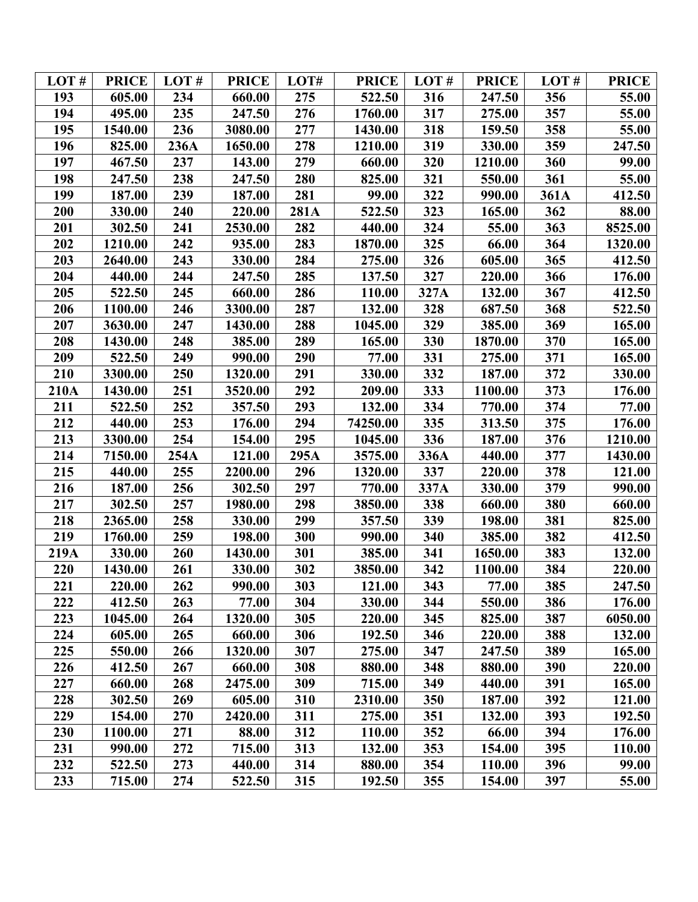| LOT # | PRICE | LOT # | PRICE | LOT# | PRICE | LOT # | PRICE | LOT # | PRICE |
|---|---|---|---|---|---|---|---|---|---|
| 193 | 605.00 | 234 | 660.00 | 275 | 522.50 | 316 | 247.50 | 356 | 55.00 |
| 194 | 495.00 | 235 | 247.50 | 276 | 1760.00 | 317 | 275.00 | 357 | 55.00 |
| 195 | 1540.00 | 236 | 3080.00 | 277 | 1430.00 | 318 | 159.50 | 358 | 55.00 |
| 196 | 825.00 | 236A | 1650.00 | 278 | 1210.00 | 319 | 330.00 | 359 | 247.50 |
| 197 | 467.50 | 237 | 143.00 | 279 | 660.00 | 320 | 1210.00 | 360 | 99.00 |
| 198 | 247.50 | 238 | 247.50 | 280 | 825.00 | 321 | 550.00 | 361 | 55.00 |
| 199 | 187.00 | 239 | 187.00 | 281 | 99.00 | 322 | 990.00 | 361A | 412.50 |
| 200 | 330.00 | 240 | 220.00 | 281A | 522.50 | 323 | 165.00 | 362 | 88.00 |
| 201 | 302.50 | 241 | 2530.00 | 282 | 440.00 | 324 | 55.00 | 363 | 8525.00 |
| 202 | 1210.00 | 242 | 935.00 | 283 | 1870.00 | 325 | 66.00 | 364 | 1320.00 |
| 203 | 2640.00 | 243 | 330.00 | 284 | 275.00 | 326 | 605.00 | 365 | 412.50 |
| 204 | 440.00 | 244 | 247.50 | 285 | 137.50 | 327 | 220.00 | 366 | 176.00 |
| 205 | 522.50 | 245 | 660.00 | 286 | 110.00 | 327A | 132.00 | 367 | 412.50 |
| 206 | 1100.00 | 246 | 3300.00 | 287 | 132.00 | 328 | 687.50 | 368 | 522.50 |
| 207 | 3630.00 | 247 | 1430.00 | 288 | 1045.00 | 329 | 385.00 | 369 | 165.00 |
| 208 | 1430.00 | 248 | 385.00 | 289 | 165.00 | 330 | 1870.00 | 370 | 165.00 |
| 209 | 522.50 | 249 | 990.00 | 290 | 77.00 | 331 | 275.00 | 371 | 165.00 |
| 210 | 3300.00 | 250 | 1320.00 | 291 | 330.00 | 332 | 187.00 | 372 | 330.00 |
| 210A | 1430.00 | 251 | 3520.00 | 292 | 209.00 | 333 | 1100.00 | 373 | 176.00 |
| 211 | 522.50 | 252 | 357.50 | 293 | 132.00 | 334 | 770.00 | 374 | 77.00 |
| 212 | 440.00 | 253 | 176.00 | 294 | 74250.00 | 335 | 313.50 | 375 | 176.00 |
| 213 | 3300.00 | 254 | 154.00 | 295 | 1045.00 | 336 | 187.00 | 376 | 1210.00 |
| 214 | 7150.00 | 254A | 121.00 | 295A | 3575.00 | 336A | 440.00 | 377 | 1430.00 |
| 215 | 440.00 | 255 | 2200.00 | 296 | 1320.00 | 337 | 220.00 | 378 | 121.00 |
| 216 | 187.00 | 256 | 302.50 | 297 | 770.00 | 337A | 330.00 | 379 | 990.00 |
| 217 | 302.50 | 257 | 1980.00 | 298 | 3850.00 | 338 | 660.00 | 380 | 660.00 |
| 218 | 2365.00 | 258 | 330.00 | 299 | 357.50 | 339 | 198.00 | 381 | 825.00 |
| 219 | 1760.00 | 259 | 198.00 | 300 | 990.00 | 340 | 385.00 | 382 | 412.50 |
| 219A | 330.00 | 260 | 1430.00 | 301 | 385.00 | 341 | 1650.00 | 383 | 132.00 |
| 220 | 1430.00 | 261 | 330.00 | 302 | 3850.00 | 342 | 1100.00 | 384 | 220.00 |
| 221 | 220.00 | 262 | 990.00 | 303 | 121.00 | 343 | 77.00 | 385 | 247.50 |
| 222 | 412.50 | 263 | 77.00 | 304 | 330.00 | 344 | 550.00 | 386 | 176.00 |
| 223 | 1045.00 | 264 | 1320.00 | 305 | 220.00 | 345 | 825.00 | 387 | 6050.00 |
| 224 | 605.00 | 265 | 660.00 | 306 | 192.50 | 346 | 220.00 | 388 | 132.00 |
| 225 | 550.00 | 266 | 1320.00 | 307 | 275.00 | 347 | 247.50 | 389 | 165.00 |
| 226 | 412.50 | 267 | 660.00 | 308 | 880.00 | 348 | 880.00 | 390 | 220.00 |
| 227 | 660.00 | 268 | 2475.00 | 309 | 715.00 | 349 | 440.00 | 391 | 165.00 |
| 228 | 302.50 | 269 | 605.00 | 310 | 2310.00 | 350 | 187.00 | 392 | 121.00 |
| 229 | 154.00 | 270 | 2420.00 | 311 | 275.00 | 351 | 132.00 | 393 | 192.50 |
| 230 | 1100.00 | 271 | 88.00 | 312 | 110.00 | 352 | 66.00 | 394 | 176.00 |
| 231 | 990.00 | 272 | 715.00 | 313 | 132.00 | 353 | 154.00 | 395 | 110.00 |
| 232 | 522.50 | 273 | 440.00 | 314 | 880.00 | 354 | 110.00 | 396 | 99.00 |
| 233 | 715.00 | 274 | 522.50 | 315 | 192.50 | 355 | 154.00 | 397 | 55.00 |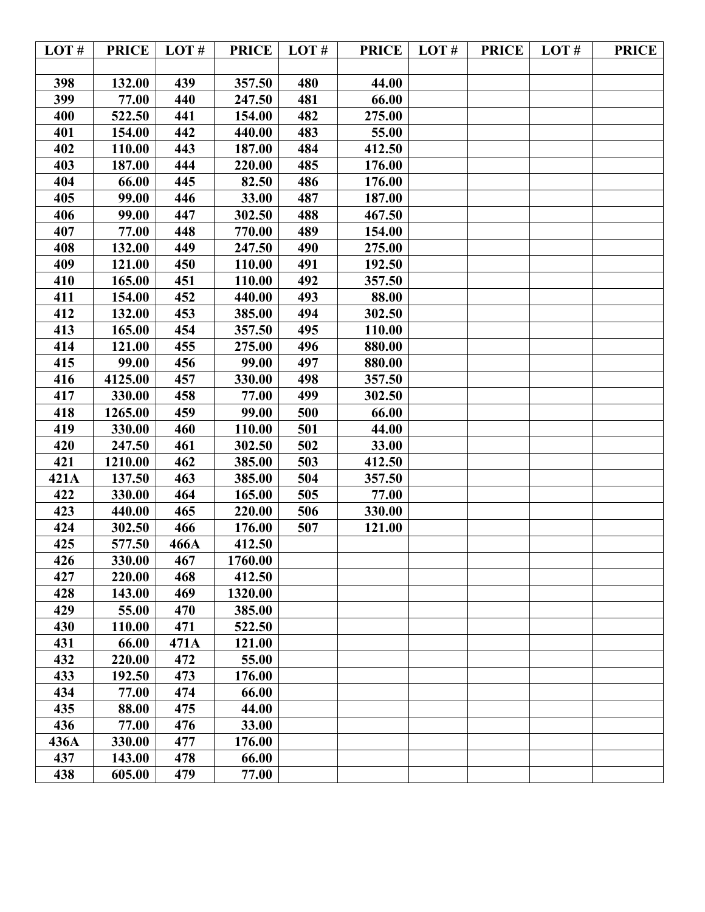| LOT # | PRICE | LOT # | PRICE | LOT # | PRICE | LOT # | PRICE | LOT # | PRICE |
|---|---|---|---|---|---|---|---|---|---|
| | | | | | | | | | |
| 398 | 132.00 | 439 | 357.50 | 480 | 44.00 | | | | |
| 399 | 77.00 | 440 | 247.50 | 481 | 66.00 | | | | |
| 400 | 522.50 | 441 | 154.00 | 482 | 275.00 | | | | |
| 401 | 154.00 | 442 | 440.00 | 483 | 55.00 | | | | |
| 402 | 110.00 | 443 | 187.00 | 484 | 412.50 | | | | |
| 403 | 187.00 | 444 | 220.00 | 485 | 176.00 | | | | |
| 404 | 66.00 | 445 | 82.50 | 486 | 176.00 | | | | |
| 405 | 99.00 | 446 | 33.00 | 487 | 187.00 | | | | |
| 406 | 99.00 | 447 | 302.50 | 488 | 467.50 | | | | |
| 407 | 77.00 | 448 | 770.00 | 489 | 154.00 | | | | |
| 408 | 132.00 | 449 | 247.50 | 490 | 275.00 | | | | |
| 409 | 121.00 | 450 | 110.00 | 491 | 192.50 | | | | |
| 410 | 165.00 | 451 | 110.00 | 492 | 357.50 | | | | |
| 411 | 154.00 | 452 | 440.00 | 493 | 88.00 | | | | |
| 412 | 132.00 | 453 | 385.00 | 494 | 302.50 | | | | |
| 413 | 165.00 | 454 | 357.50 | 495 | 110.00 | | | | |
| 414 | 121.00 | 455 | 275.00 | 496 | 880.00 | | | | |
| 415 | 99.00 | 456 | 99.00 | 497 | 880.00 | | | | |
| 416 | 4125.00 | 457 | 330.00 | 498 | 357.50 | | | | |
| 417 | 330.00 | 458 | 77.00 | 499 | 302.50 | | | | |
| 418 | 1265.00 | 459 | 99.00 | 500 | 66.00 | | | | |
| 419 | 330.00 | 460 | 110.00 | 501 | 44.00 | | | | |
| 420 | 247.50 | 461 | 302.50 | 502 | 33.00 | | | | |
| 421 | 1210.00 | 462 | 385.00 | 503 | 412.50 | | | | |
| 421A | 137.50 | 463 | 385.00 | 504 | 357.50 | | | | |
| 422 | 330.00 | 464 | 165.00 | 505 | 77.00 | | | | |
| 423 | 440.00 | 465 | 220.00 | 506 | 330.00 | | | | |
| 424 | 302.50 | 466 | 176.00 | 507 | 121.00 | | | | |
| 425 | 577.50 | 466A | 412.50 | | | | | | |
| 426 | 330.00 | 467 | 1760.00 | | | | | | |
| 427 | 220.00 | 468 | 412.50 | | | | | | |
| 428 | 143.00 | 469 | 1320.00 | | | | | | |
| 429 | 55.00 | 470 | 385.00 | | | | | | |
| 430 | 110.00 | 471 | 522.50 | | | | | | |
| 431 | 66.00 | 471A | 121.00 | | | | | | |
| 432 | 220.00 | 472 | 55.00 | | | | | | |
| 433 | 192.50 | 473 | 176.00 | | | | | | |
| 434 | 77.00 | 474 | 66.00 | | | | | | |
| 435 | 88.00 | 475 | 44.00 | | | | | | |
| 436 | 77.00 | 476 | 33.00 | | | | | | |
| 436A | 330.00 | 477 | 176.00 | | | | | | |
| 437 | 143.00 | 478 | 66.00 | | | | | | |
| 438 | 605.00 | 479 | 77.00 | | | | | | |